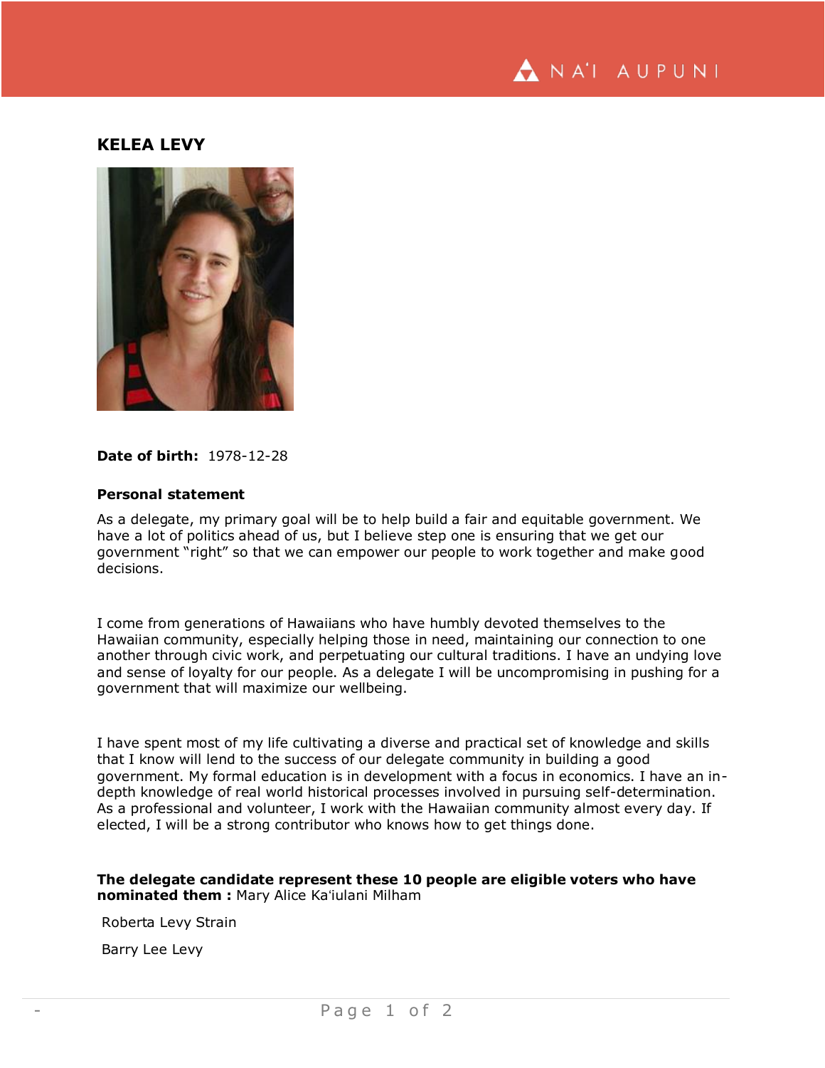# KELEA LEVY

**Date of birth:** 1978-12-28

**Personal statement**

As a delegate, my primary goal will be to help build a fair and equitable government. We have a lot of politics ahead of us, but I believe step one is ensuring that we get our government “right” so that we can empower our people to work together and make good decisions.

I come from generations of Hawaiians who have humbly devoted themselves to the Hawaiian community, especially helping those in need, maintaining our connection to one another through civic work, and perpetuating our cultural traditions. I have an undying love and sense of loyalty for our people. As a delegate I will be uncompromising in pushing for a government that will maximize our wellbeing.

I have spent most of my life cultivating a diverse and practical set of knowledge and skills that I know will lend to the success of our delegate community in building a good government. My formal education is in development with a focus in economics. I have an in-depth knowledge of real world historical processes involved in pursuing self-determination. As a professional and volunteer, I work with the Hawaiian community almost every day. If elected, I will be a strong contributor who knows how to get things done.

**The delegate candidate represent these 10 people are eligible voters who have nominated them :** Mary Alice Ka'iulani Milham

Roberta Levy Strain

Barry Lee Levy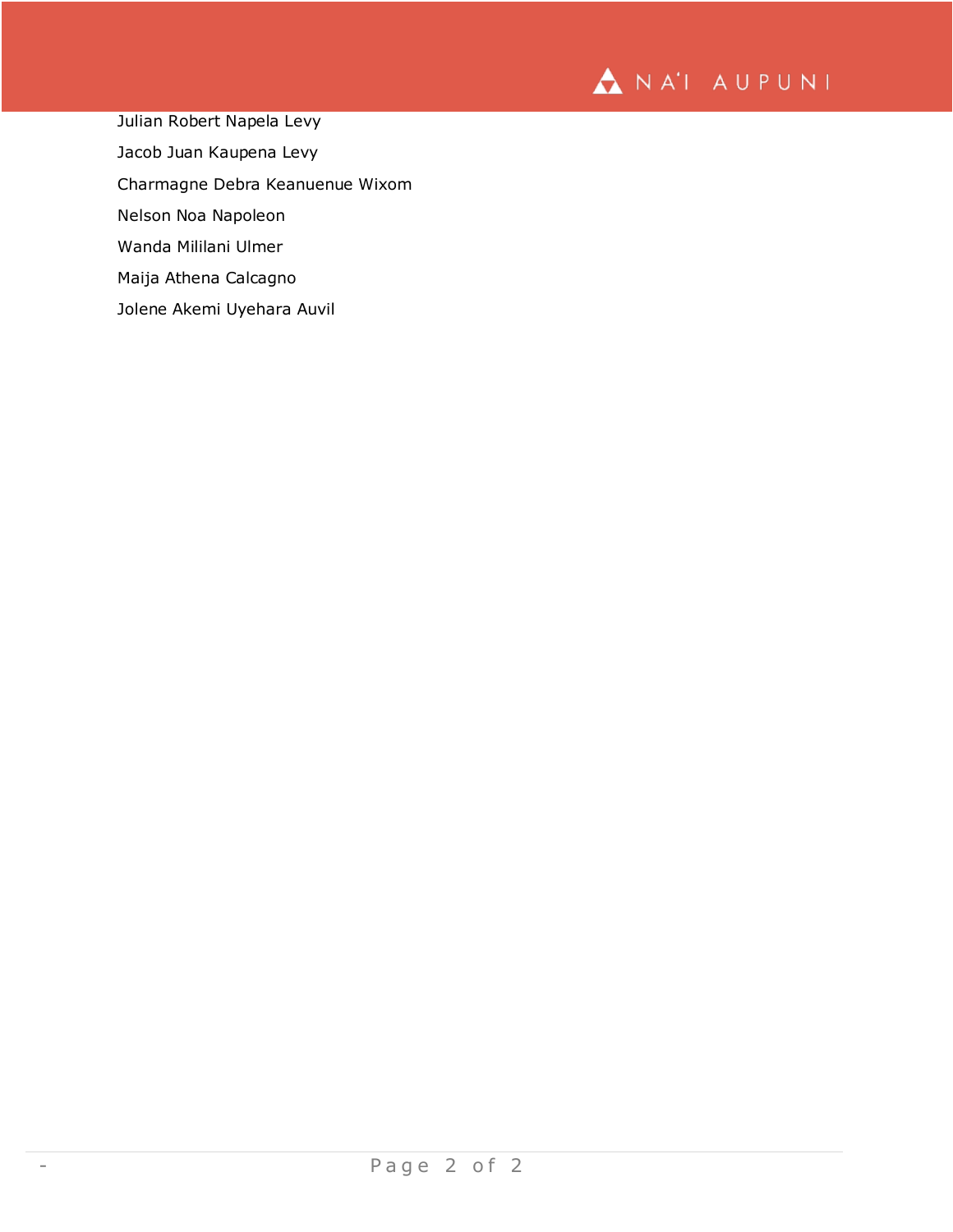Julian Robert Napela Levy

Jacob Juan Kaupena Levy

Charmagne Debra Keanuenue Wixom

Nelson Noa Napoleon

Wanda Mililani Ulmer

Maija Athena Calcagno

Jolene Akemi Uyehara Auvil